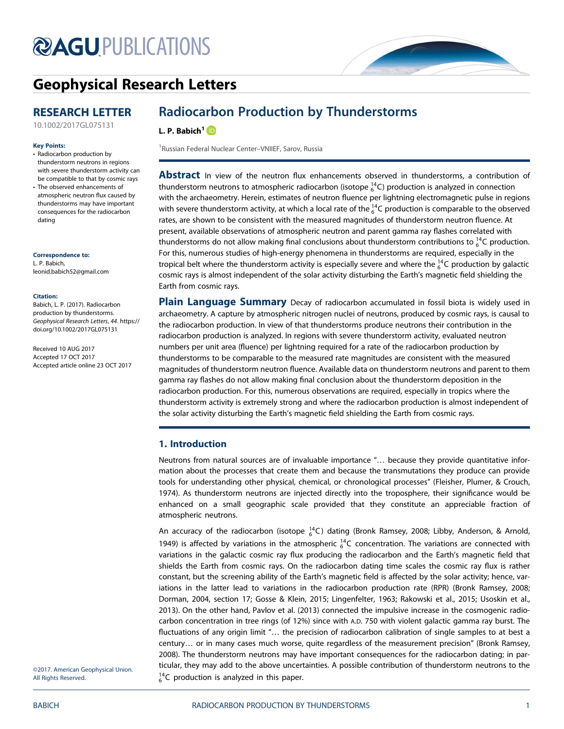Geophysical Research Letters

RESEARCH LETTER

10.1002/2017GL075131

**Key Points:**

- Radiocarbon production by thunderstorm neutrons in regions with severe thunderstorm activity can be compatible to that by cosmic rays
- The observed enhancements of atmospheric neutron flux caused by thunderstorms may have important consequences for the radiocarbon dating

**Correspondence to:**

L. P. Babich,
leonid.babich52@gmail.com

**Citation:**

Babich, L. P. (2017). Radiocarbon production by thunderstorms. *Geophysical Research Letters*, *44*. https://doi.org/10.1002/2017GL075131

Received 10 AUG 2017
Accepted 17 OCT 2017
Accepted article online 23 OCT 2017

©2017. American Geophysical Union. All Rights Reserved.

# Radiocarbon Production by Thunderstorms

**L. P. Babich**[1]

[1]Russian Federal Nuclear Center–VNIIEF, Sarov, Russia

**Abstract** In view of the neutron flux enhancements observed in thunderstorms, a contribution of thunderstorm neutrons to atmospheric radiocarbon (isotope $^{14}_{6}C$) production is analyzed in connection with the archaeometry. Herein, estimates of neutron fluence per lightning electromagnetic pulse in regions with severe thunderstorm activity, at which a local rate of the $^{14}_{6}C$ production is comparable to the observed rates, are shown to be consistent with the measured magnitudes of thunderstorm neutron fluence. At present, available observations of atmospheric neutron and parent gamma ray flashes correlated with thunderstorms do not allow making final conclusions about thunderstorm contributions to $^{14}_{6}C$ production. For this, numerous studies of high-energy phenomena in thunderstorms are required, especially in the tropical belt where the thunderstorm activity is especially severe and where the $^{14}_{6}C$ production by galactic cosmic rays is almost independent of the solar activity disturbing the Earth's magnetic field shielding the Earth from cosmic rays.

**Plain Language Summary** Decay of radiocarbon accumulated in fossil biota is widely used in archaeometry. A capture by atmospheric nitrogen nuclei of neutrons, produced by cosmic rays, is causal to the radiocarbon production. In view of that thunderstorms produce neutrons their contribution in the radiocarbon production is analyzed. In regions with severe thunderstorm activity, evaluated neutron numbers per unit area (fluence) per lightning required for a rate of the radiocarbon production by thunderstorms to be comparable to the measured rate magnitudes are consistent with the measured magnitudes of thunderstorm neutron fluence. Available data on thunderstorm neutrons and parent to them gamma ray flashes do not allow making final conclusion about the thunderstorm deposition in the radiocarbon production. For this, numerous observations are required, especially in tropics where the thunderstorm activity is extremely strong and where the radiocarbon production is almost independent of the solar activity disturbing the Earth's magnetic field shielding the Earth from cosmic rays.

## 1. Introduction

Neutrons from natural sources are of invaluable importance "… because they provide quantitative information about the processes that create them and because the transmutations they produce can provide tools for understanding other physical, chemical, or chronological processes" (Fleisher, Plumer, & Crouch, 1974). As thunderstorm neutrons are injected directly into the troposphere, their significance would be enhanced on a small geographic scale provided that they constitute an appreciable fraction of atmospheric neutrons.

An accuracy of the radiocarbon (isotope $^{14}_{6}C$) dating (Bronk Ramsey, 2008; Libby, Anderson, & Arnold, 1949) is affected by variations in the atmospheric $^{14}_{6}C$ concentration. The variations are connected with variations in the galactic cosmic ray flux producing the radiocarbon and the Earth's magnetic field that shields the Earth from cosmic rays. On the radiocarbon dating time scales the cosmic ray flux is rather constant, but the screening ability of the Earth's magnetic field is affected by the solar activity; hence, variations in the latter lead to variations in the radiocarbon production rate (RPR) (Bronk Ramsey, 2008; Dorman, 2004, section 17; Gosse & Klein, 2015; Lingenfelter, 1963; Rakowski et al., 2015; Usoskin et al., 2013). On the other hand, Pavlov et al. (2013) connected the impulsive increase in the cosmogenic radiocarbon concentration in tree rings (of 12%) since with A.D. 750 with violent galactic gamma ray burst. The fluctuations of any origin limit "… the precision of radiocarbon calibration of single samples to at best a century… or in many cases much worse, quite regardless of the measurement precision" (Bronk Ramsey, 2008). The thunderstorm neutrons may have important consequences for the radiocarbon dating; in particular, they may add to the above uncertainties. A possible contribution of thunderstorm neutrons to the $^{14}_{6}C$ production is analyzed in this paper.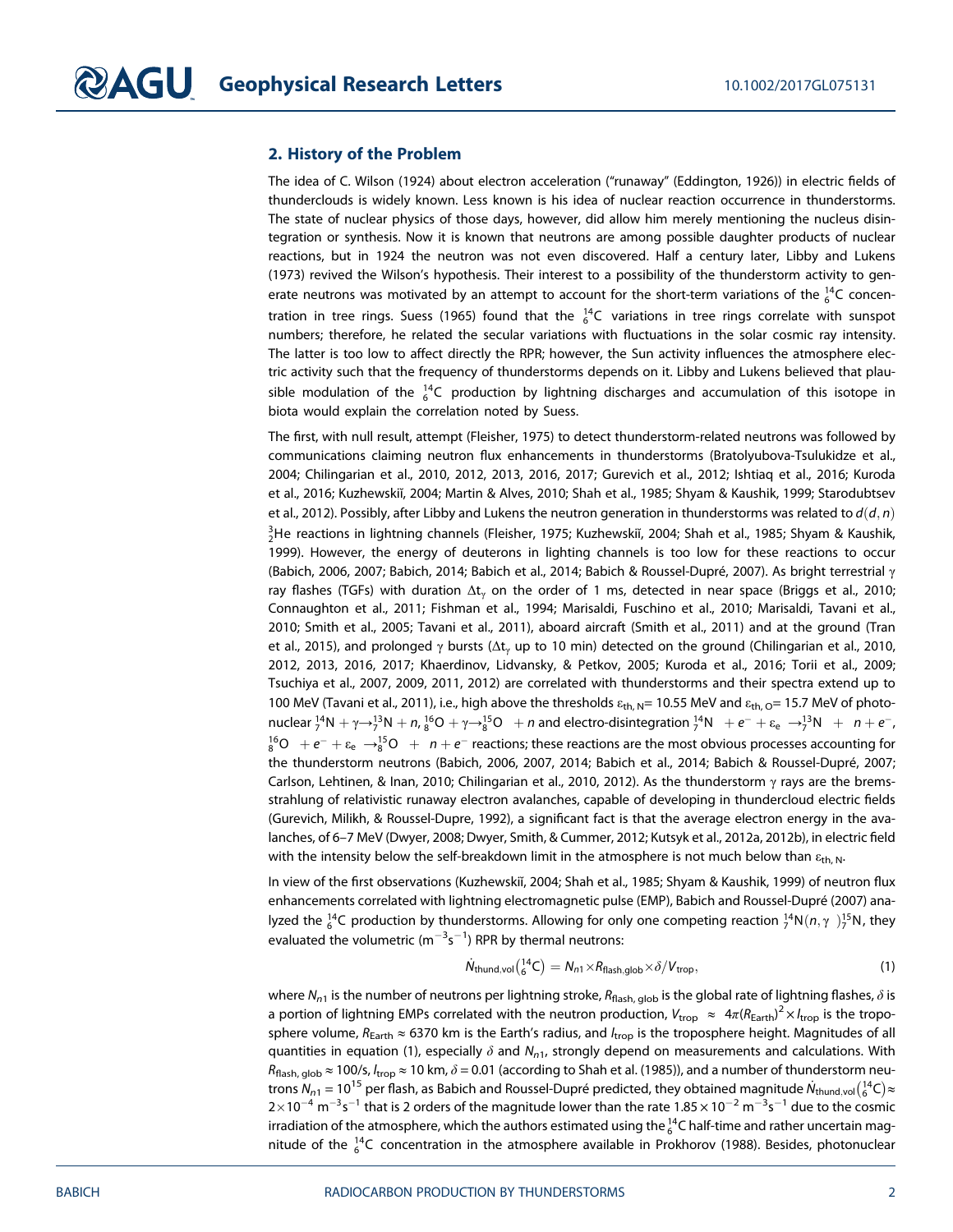## 2. History of the Problem

The idea of C. Wilson (1924) about electron acceleration ("runaway" (Eddington, 1926)) in electric fields of thunderclouds is widely known. Less known is his idea of nuclear reaction occurrence in thunderstorms. The state of nuclear physics of those days, however, did allow him merely mentioning the nucleus disintegration or synthesis. Now it is known that neutrons are among possible daughter products of nuclear reactions, but in 1924 the neutron was not even discovered. Half a century later, Libby and Lukens (1973) revived the Wilson's hypothesis. Their interest to a possibility of the thunderstorm activity to generate neutrons was motivated by an attempt to account for the short-term variations of the ${}^{14}_{6}C$ concentration in tree rings. Suess (1965) found that the ${}^{14}_{6}C$ variations in tree rings correlate with sunspot numbers; therefore, he related the secular variations with fluctuations in the solar cosmic ray intensity. The latter is too low to affect directly the RPR; however, the Sun activity influences the atmosphere electric activity such that the frequency of thunderstorms depends on it. Libby and Lukens believed that plausible modulation of the ${}^{14}_{6}C$ production by lightning discharges and accumulation of this isotope in biota would explain the correlation noted by Suess.

The first, with null result, attempt (Fleisher, 1975) to detect thunderstorm-related neutrons was followed by communications claiming neutron flux enhancements in thunderstorms (Bratolyubova-Tsulukidze et al., 2004; Chilingarian et al., 2010, 2012, 2013, 2016, 2017; Gurevich et al., 2012; Ishtiaq et al., 2016; Kuroda et al., 2016; Kuzhewskiĭ, 2004; Martin & Alves, 2010; Shah et al., 1985; Shyam & Kaushik, 1999; Starodubtsev et al., 2012). Possibly, after Libby and Lukens the neutron generation in thunderstorms was related to $d(d, n)$ ${}^{3}_{2}He$ reactions in lightning channels (Fleisher, 1975; Kuzhewskiĭ, 2004; Shah et al., 1985; Shyam & Kaushik, 1999). However, the energy of deuterons in lighting channels is too low for these reactions to occur (Babich, 2006, 2007; Babich, 2014; Babich et al., 2014; Babich & Roussel-Dupré, 2007). As bright terrestrial $\gamma$ ray flashes (TGFs) with duration $\Delta t_{\gamma}$ on the order of 1 ms, detected in near space (Briggs et al., 2010; Connaughton et al., 2011; Fishman et al., 1994; Marisaldi, Fuschino et al., 2010; Marisaldi, Tavani et al., 2010; Smith et al., 2005; Tavani et al., 2011), aboard aircraft (Smith et al., 2011) and at the ground (Tran et al., 2015), and prolonged $\gamma$ bursts ($\Delta t_{\gamma}$ up to 10 min) detected on the ground (Chilingarian et al., 2010, 2012, 2013, 2016, 2017; Khaerdinov, Lidvansky, & Petkov, 2005; Kuroda et al., 2016; Torii et al., 2009; Tsuchiya et al., 2007, 2009, 2011, 2012) are correlated with thunderstorms and their spectra extend up to 100 MeV (Tavani et al., 2011), i.e., high above the thresholds $\varepsilon_{th,\,N}$= 10.55 MeV and $\varepsilon_{th,\,O}$= 15.7 MeV of photonuclear ${}^{14}_{7}N + \gamma \rightarrow {}^{13}_{7}N + n$, ${}^{16}_{8}O + \gamma \rightarrow {}^{15}_{8}O \ + n$ and electro-disintegration ${}^{14}_{7}N \ + e^{-} + \varepsilon_{e} \ \rightarrow {}^{13}_{7}N \ + \ n + e^{-}$, ${}^{16}_{8}O \ + e^{-} + \varepsilon_{e} \ \rightarrow {}^{15}_{8}O \ + \ n + e^{-}$ reactions; these reactions are the most obvious processes accounting for the thunderstorm neutrons (Babich, 2006, 2007, 2014; Babich et al., 2014; Babich & Roussel-Dupré, 2007; Carlson, Lehtinen, & Inan, 2010; Chilingarian et al., 2010, 2012). As the thunderstorm $\gamma$ rays are the bremsstrahlung of relativistic runaway electron avalanches, capable of developing in thundercloud electric fields (Gurevich, Milikh, & Roussel-Dupre, 1992), a significant fact is that the average electron energy in the avalanches, of 6–7 MeV (Dwyer, 2008; Dwyer, Smith, & Cummer, 2012; Kutsyk et al., 2012a, 2012b), in electric field with the intensity below the self-breakdown limit in the atmosphere is not much below than $\varepsilon_{th,\,N}$.

In view of the first observations (Kuzhewskiĭ, 2004; Shah et al., 1985; Shyam & Kaushik, 1999) of neutron flux enhancements correlated with lightning electromagnetic pulse (EMP), Babich and Roussel-Dupré (2007) analyzed the ${}^{14}_{6}C$ production by thunderstorms. Allowing for only one competing reaction ${}^{14}_{7}N(n, \gamma\ )^{15}_{7}N$, they evaluated the volumetric ($m^{-3}s^{-1}$) RPR by thermal neutrons:

$$\dot{N}_{\mathrm{thund,vol}}\left({}^{14}_{6}C\right) = N_{n1} \times R_{\mathrm{flash,glob}} \times \delta / V_{\mathrm{trop}}, \tag{1}$$

where $N_{n1}$ is the number of neutrons per lightning stroke, $R_{\mathrm{flash,\,glob}}$ is the global rate of lightning flashes, $\delta$ is a portion of lightning EMPs correlated with the neutron production, $V_{\mathrm{trop}} \ \approx \ 4\pi (R_{\mathrm{Earth}})^2 \times l_{\mathrm{trop}}$ is the troposphere volume, $R_{\mathrm{Earth}} \approx 6370$ km is the Earth's radius, and $l_{\mathrm{trop}}$ is the troposphere height. Magnitudes of all quantities in equation (1), especially $\delta$ and $N_{n1}$, strongly depend on measurements and calculations. With $R_{\mathrm{flash,\,glob}} \approx 100$/s, $l_{\mathrm{trop}} \approx 10$ km, $\delta = 0.01$ (according to Shah et al. (1985)), and a number of thunderstorm neutrons $N_{n1} = 10^{15}$ per flash, as Babich and Roussel-Dupré predicted, they obtained magnitude $\dot{N}_{\mathrm{thund,vol}}\left({}^{14}_{6}C\right) \approx 2 \times 10^{-4}\ m^{-3}s^{-1}$ that is 2 orders of the magnitude lower than the rate $1.85 \times 10^{-2}\ m^{-3}s^{-1}$ due to the cosmic irradiation of the atmosphere, which the authors estimated using the ${}^{14}_{6}C$ half-time and rather uncertain magnitude of the ${}^{14}_{6}C$ concentration in the atmosphere available in Prokhorov (1988). Besides, photonuclear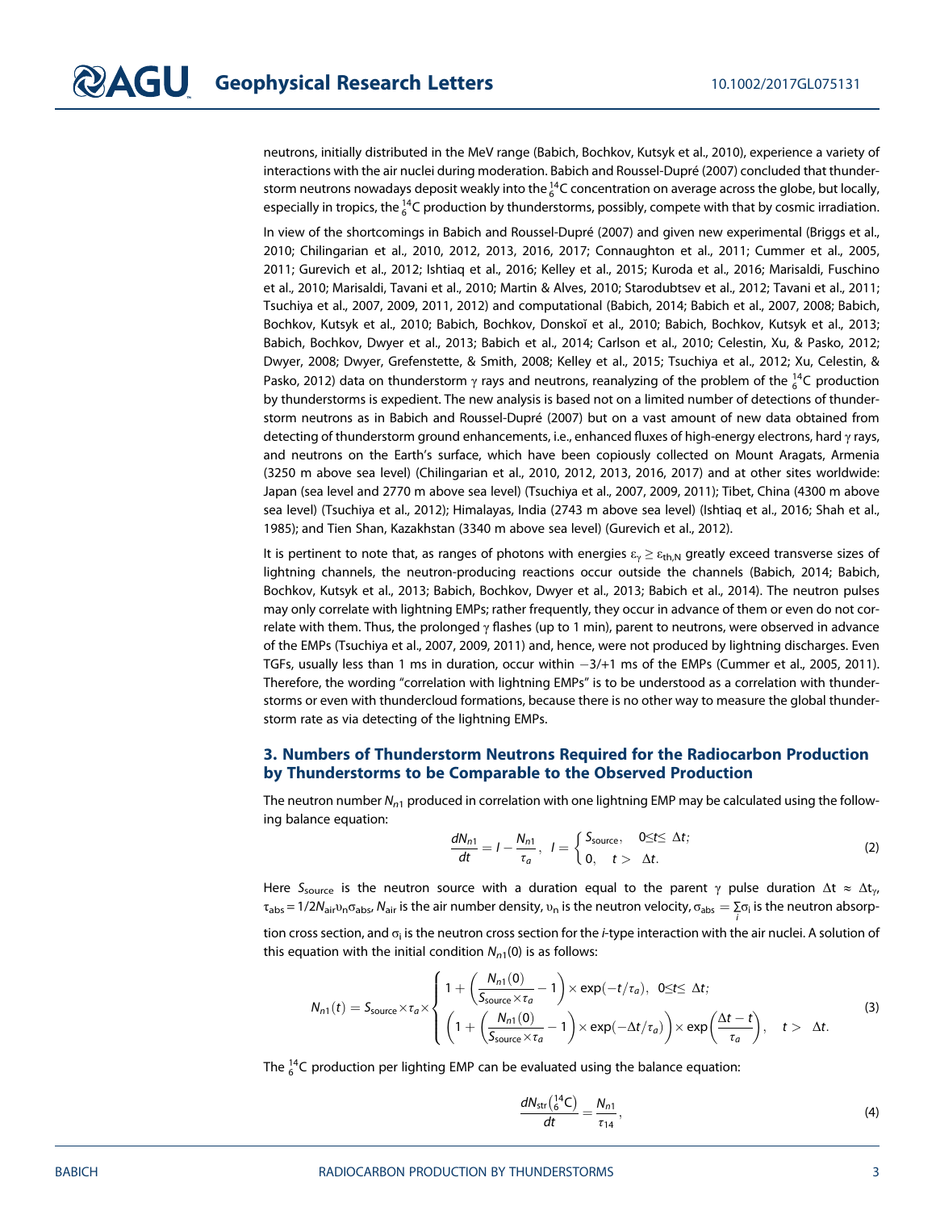neutrons, initially distributed in the MeV range (Babich, Bochkov, Kutsyk et al., 2010), experience a variety of interactions with the air nuclei during moderation. Babich and Roussel-Dupré (2007) concluded that thunderstorm neutrons nowadays deposit weakly into the $^{14}_{6}C$ concentration on average across the globe, but locally, especially in tropics, the $^{14}_{6}C$ production by thunderstorms, possibly, compete with that by cosmic irradiation.

In view of the shortcomings in Babich and Roussel-Dupré (2007) and given new experimental (Briggs et al., 2010; Chilingarian et al., 2010, 2012, 2013, 2016, 2017; Connaughton et al., 2011; Cummer et al., 2005, 2011; Gurevich et al., 2012; Ishtiaq et al., 2016; Kelley et al., 2015; Kuroda et al., 2016; Marisaldi, Fuschino et al., 2010; Marisaldi, Tavani et al., 2010; Martin & Alves, 2010; Starodubtsev et al., 2012; Tavani et al., 2011; Tsuchiya et al., 2007, 2009, 2011, 2012) and computational (Babich, 2014; Babich et al., 2007, 2008; Babich, Bochkov, Kutsyk et al., 2010; Babich, Bochkov, Donskoĭ et al., 2010; Babich, Bochkov, Kutsyk et al., 2013; Babich, Bochkov, Dwyer et al., 2013; Babich et al., 2014; Carlson et al., 2010; Celestin, Xu, & Pasko, 2012; Dwyer, 2008; Dwyer, Grefenstette, & Smith, 2008; Kelley et al., 2015; Tsuchiya et al., 2012; Xu, Celestin, & Pasko, 2012) data on thunderstorm $\gamma$ rays and neutrons, reanalyzing of the problem of the $^{14}_{6}C$ production by thunderstorms is expedient. The new analysis is based not on a limited number of detections of thunderstorm neutrons as in Babich and Roussel-Dupré (2007) but on a vast amount of new data obtained from detecting of thunderstorm ground enhancements, i.e., enhanced fluxes of high-energy electrons, hard $\gamma$ rays, and neutrons on the Earth's surface, which have been copiously collected on Mount Aragats, Armenia (3250 m above sea level) (Chilingarian et al., 2010, 2012, 2013, 2016, 2017) and at other sites worldwide: Japan (sea level and 2770 m above sea level) (Tsuchiya et al., 2007, 2009, 2011); Tibet, China (4300 m above sea level) (Tsuchiya et al., 2012); Himalayas, India (2743 m above sea level) (Ishtiaq et al., 2016; Shah et al., 1985); and Tien Shan, Kazakhstan (3340 m above sea level) (Gurevich et al., 2012).

It is pertinent to note that, as ranges of photons with energies $\varepsilon_{\gamma} \geq \varepsilon_{th,N}$ greatly exceed transverse sizes of lightning channels, the neutron-producing reactions occur outside the channels (Babich, 2014; Babich, Bochkov, Kutsyk et al., 2013; Babich, Bochkov, Dwyer et al., 2013; Babich et al., 2014). The neutron pulses may only correlate with lightning EMPs; rather frequently, they occur in advance of them or even do not correlate with them. Thus, the prolonged $\gamma$ flashes (up to 1 min), parent to neutrons, were observed in advance of the EMPs (Tsuchiya et al., 2007, 2009, 2011) and, hence, were not produced by lightning discharges. Even TGFs, usually less than 1 ms in duration, occur within −3/+1 ms of the EMPs (Cummer et al., 2005, 2011). Therefore, the wording "correlation with lightning EMPs" is to be understood as a correlation with thunderstorms or even with thundercloud formations, because there is no other way to measure the global thunderstorm rate as via detecting of the lightning EMPs.

## 3. Numbers of Thunderstorm Neutrons Required for the Radiocarbon Production by Thunderstorms to be Comparable to the Observed Production

The neutron number $N_{n1}$ produced in correlation with one lightning EMP may be calculated using the following balance equation:

$$\frac{dN_{n1}}{dt} = I - \frac{N_{n1}}{\tau_a}, \quad I = \begin{cases} S_{\text{source}}, & 0 \leq t \leq \Delta t; \\ 0, & t > \Delta t. \end{cases} \tag{2}$$

Here $S_{\text{source}}$ is the neutron source with a duration equal to the parent $\gamma$ pulse duration $\Delta t \approx \Delta t_{\gamma}$, $\tau_{\text{abs}} = 1/2N_{\text{air}}\upsilon_{n}\sigma_{\text{abs}}$, $N_{\text{air}}$ is the air number density, $\upsilon_{n}$ is the neutron velocity, $\sigma_{\text{abs}} = \sum_{i}\sigma_{i}$ is the neutron absorption cross section, and $\sigma_{i}$ is the neutron cross section for the $i$-type interaction with the air nuclei. A solution of this equation with the initial condition $N_{n1}(0)$ is as follows:

$$N_{n1}(t) = S_{\text{source}} \times \tau_a \times \begin{cases} 1 + \left(\dfrac{N_{n1}(0)}{S_{\text{source}} \times \tau_a} - 1\right) \times \exp(-t/\tau_a), & 0 \leq t \leq \Delta t; \\ \left(1 + \left(\dfrac{N_{n1}(0)}{S_{\text{source}} \times \tau_a} - 1\right) \times \exp(-\Delta t/\tau_a)\right) \times \exp\left(\dfrac{\Delta t - t}{\tau_a}\right), & t > \Delta t. \end{cases} \tag{3}$$

The $^{14}_{6}C$ production per lighting EMP can be evaluated using the balance equation:

$$\frac{dN_{\text{str}}\left(^{14}_{6}C\right)}{dt} = \frac{N_{n1}}{\tau_{14}}, \tag{4}$$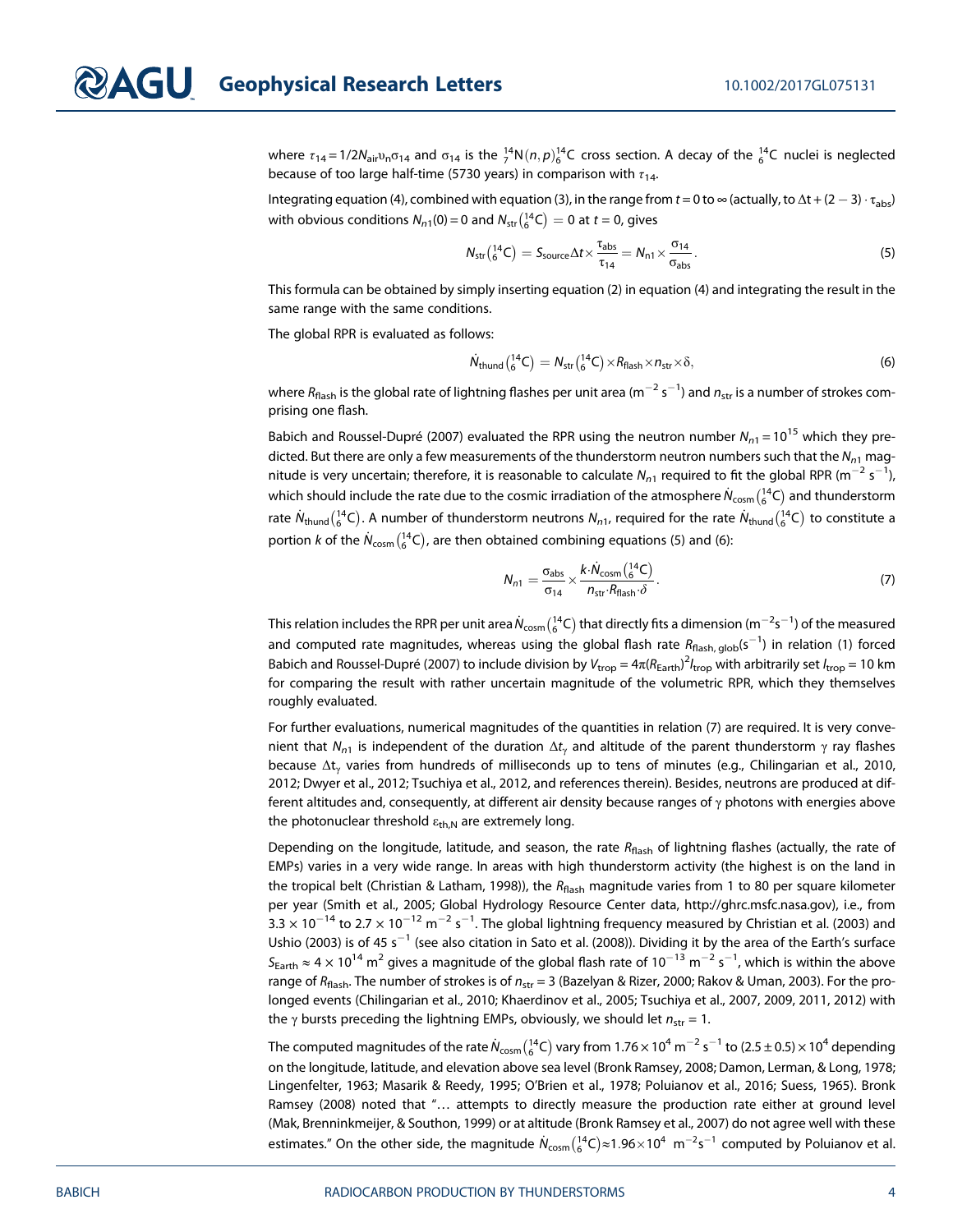where $\tau_{14} = 1/2 N_{air} \upsilon_n \sigma_{14}$ and $\sigma_{14}$ is the ${}^{14}_{7}\mathrm{N}(n,p){}^{14}_{6}\mathrm{C}$ cross section. A decay of the ${}^{14}_{6}\mathrm{C}$ nuclei is neglected because of too large half-time (5730 years) in comparison with $\tau_{14}$.

Integrating equation (4), combined with equation (3), in the range from $t = 0$ to $\infty$ (actually, to $\Delta t + (2-3)\cdot\tau_{abs}$) with obvious conditions $N_{n1}(0) = 0$ and $N_{str}\left({}^{14}_{6}\mathrm{C}\right) = 0$ at $t = 0$, gives

$$N_{str}\left({}^{14}_{6}\mathrm{C}\right) = S_{source}\Delta t \times \frac{\tau_{abs}}{\tau_{14}} = N_{n1} \times \frac{\sigma_{14}}{\sigma_{abs}}. \tag{5}$$

This formula can be obtained by simply inserting equation (2) in equation (4) and integrating the result in the same range with the same conditions.

The global RPR is evaluated as follows:

$$\dot{N}_{thund}\left({}^{14}_{6}\mathrm{C}\right) = N_{str}\left({}^{14}_{6}\mathrm{C}\right) \times R_{flash} \times n_{str} \times \delta, \tag{6}$$

where $R_{flash}$ is the global rate of lightning flashes per unit area ($\mathrm{m}^{-2}\,\mathrm{s}^{-1}$) and $n_{str}$ is a number of strokes comprising one flash.

Babich and Roussel-Dupré (2007) evaluated the RPR using the neutron number $N_{n1} = 10^{15}$ which they predicted. But there are only a few measurements of the thunderstorm neutron numbers such that the $N_{n1}$ magnitude is very uncertain; therefore, it is reasonable to calculate $N_{n1}$ required to fit the global RPR ($\mathrm{m}^{-2}\,\mathrm{s}^{-1}$), which should include the rate due to the cosmic irradiation of the atmosphere $\dot{N}_{cosm}\left({}^{14}_{6}\mathrm{C}\right)$ and thunderstorm rate $\dot{N}_{thund}\left({}^{14}_{6}\mathrm{C}\right)$. A number of thunderstorm neutrons $N_{n1}$, required for the rate $\dot{N}_{thund}\left({}^{14}_{6}\mathrm{C}\right)$ to constitute a portion $k$ of the $\dot{N}_{cosm}\left({}^{14}_{6}\mathrm{C}\right)$, are then obtained combining equations (5) and (6):

$$N_{n1} = \frac{\sigma_{abs}}{\sigma_{14}} \times \frac{k \cdot \dot{N}_{cosm}\left({}^{14}_{6}\mathrm{C}\right)}{n_{str} \cdot R_{flash} \cdot \delta}. \tag{7}$$

This relation includes the RPR per unit area $\dot{N}_{cosm}\left({}^{14}_{6}\mathrm{C}\right)$ that directly fits a dimension ($\mathrm{m}^{-2}\mathrm{s}^{-1}$) of the measured and computed rate magnitudes, whereas using the global flash rate $R_{flash,\,glob}$($\mathrm{s}^{-1}$) in relation (1) forced Babich and Roussel-Dupré (2007) to include division by $V_{trop} = 4\pi(R_{Earth})^2 l_{trop}$ with arbitrarily set $l_{trop} = 10$ km for comparing the result with rather uncertain magnitude of the volumetric RPR, which they themselves roughly evaluated.

For further evaluations, numerical magnitudes of the quantities in relation (7) are required. It is very convenient that $N_{n1}$ is independent of the duration $\Delta t_\gamma$ and altitude of the parent thunderstorm $\gamma$ ray flashes because $\Delta t_\gamma$ varies from hundreds of milliseconds up to tens of minutes (e.g., Chilingarian et al., 2010, 2012; Dwyer et al., 2012; Tsuchiya et al., 2012, and references therein). Besides, neutrons are produced at different altitudes and, consequently, at different air density because ranges of $\gamma$ photons with energies above the photonuclear threshold $\varepsilon_{th,N}$ are extremely long.

Depending on the longitude, latitude, and season, the rate $R_{flash}$ of lightning flashes (actually, the rate of EMPs) varies in a very wide range. In areas with high thunderstorm activity (the highest is on the land in the tropical belt (Christian & Latham, 1998)), the $R_{flash}$ magnitude varies from 1 to 80 per square kilometer per year (Smith et al., 2005; Global Hydrology Resource Center data, http://ghrc.msfc.nasa.gov), i.e., from $3.3 \times 10^{-14}$ to $2.7 \times 10^{-12}\ \mathrm{m}^{-2}\,\mathrm{s}^{-1}$. The global lightning frequency measured by Christian et al. (2003) and Ushio (2003) is of 45 $\mathrm{s}^{-1}$ (see also citation in Sato et al. (2008)). Dividing it by the area of the Earth's surface $S_{Earth} \approx 4 \times 10^{14}\ \mathrm{m}^2$ gives a magnitude of the global flash rate of $10^{-13}\ \mathrm{m}^{-2}\,\mathrm{s}^{-1}$, which is within the above range of $R_{flash}$. The number of strokes is of $n_{str} = 3$ (Bazelyan & Rizer, 2000; Rakov & Uman, 2003). For the prolonged events (Chilingarian et al., 2010; Khaerdinov et al., 2005; Tsuchiya et al., 2007, 2009, 2011, 2012) with the $\gamma$ bursts preceding the lightning EMPs, obviously, we should let $n_{str} = 1$.

The computed magnitudes of the rate $\dot{N}_{cosm}\left({}^{14}_{6}\mathrm{C}\right)$ vary from $1.76 \times 10^4\ \mathrm{m}^{-2}\,\mathrm{s}^{-1}$ to $(2.5 \pm 0.5) \times 10^4$ depending on the longitude, latitude, and elevation above sea level (Bronk Ramsey, 2008; Damon, Lerman, & Long, 1978; Lingenfelter, 1963; Masarik & Reedy, 1995; O'Brien et al., 1978; Poluianov et al., 2016; Suess, 1965). Bronk Ramsey (2008) noted that "… attempts to directly measure the production rate either at ground level (Mak, Brenninkmeijer, & Southon, 1999) or at altitude (Bronk Ramsey et al., 2007) do not agree well with these estimates." On the other side, the magnitude $\dot{N}_{cosm}\left({}^{14}_{6}\mathrm{C}\right) \approx 1.96 \times 10^4\ \ \mathrm{m}^{-2}\mathrm{s}^{-1}$ computed by Poluianov et al.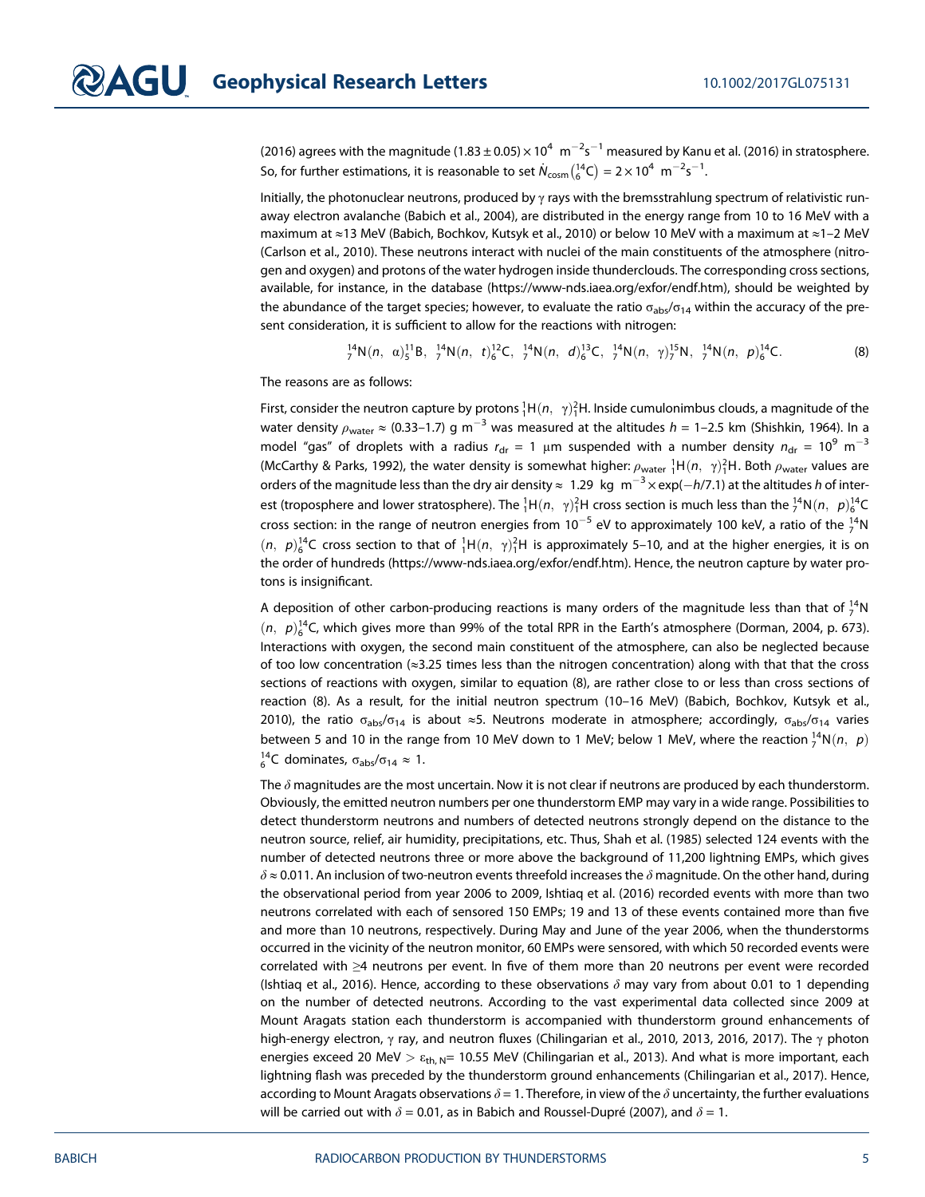(2016) agrees with the magnitude $(1.83 \pm 0.05) \times 10^4\ \text{m}^{-2}\text{s}^{-1}$ measured by Kanu et al. (2016) in stratosphere. So, for further estimations, it is reasonable to set $\dot{N}_{\text{cosm}}\left({}^{14}_{6}\text{C}\right) = 2 \times 10^4\ \text{m}^{-2}\text{s}^{-1}$.

Initially, the photonuclear neutrons, produced by $\gamma$ rays with the bremsstrahlung spectrum of relativistic runaway electron avalanche (Babich et al., 2004), are distributed in the energy range from 10 to 16 MeV with a maximum at ≈13 MeV (Babich, Bochkov, Kutsyk et al., 2010) or below 10 MeV with a maximum at ≈1–2 MeV (Carlson et al., 2010). These neutrons interact with nuclei of the main constituents of the atmosphere (nitrogen and oxygen) and protons of the water hydrogen inside thunderclouds. The corresponding cross sections, available, for instance, in the database (https://www-nds.iaea.org/exfor/endf.htm), should be weighted by the abundance of the target species; however, to evaluate the ratio $\sigma_{\text{abs}}/\sigma_{14}$ within the accuracy of the present consideration, it is sufficient to allow for the reactions with nitrogen:

$$
{}^{14}_{7}\text{N}(n,\ \alpha)^{11}_{5}\text{B},\ {}^{14}_{7}\text{N}(n,\ t)^{12}_{6}\text{C},\ {}^{14}_{7}\text{N}(n,\ d)^{13}_{6}\text{C},\ {}^{14}_{7}\text{N}(n,\ \gamma)^{15}_{7}\text{N},\ {}^{14}_{7}\text{N}(n,\ p)^{14}_{6}\text{C}. \qquad (8)
$$

The reasons are as follows:

First, consider the neutron capture by protons ${}^{1}_{1}\text{H}(n,\ \gamma)^{2}_{1}\text{H}$. Inside cumulonimbus clouds, a magnitude of the water density $\rho_{\text{water}} \approx (0.33\text{–}1.7)\ \text{g m}^{-3}$ was measured at the altitudes $h$ = 1–2.5 km (Shishkin, 1964). In a model "gas" of droplets with a radius $r_{\text{dr}} = 1\ \mu\text{m}$ suspended with a number density $n_{\text{dr}} = 10^9\ \text{m}^{-3}$ (McCarthy & Parks, 1992), the water density is somewhat higher: $\rho_{\text{water}}$ ${}^{1}_{1}\text{H}(n,\ \gamma)^{2}_{1}\text{H}$. Both $\rho_{\text{water}}$ values are orders of the magnitude less than the dry air density $\approx 1.29\ \text{kg m}^{-3} \times \exp(-h/7.1)$ at the altitudes $h$ of interest (troposphere and lower stratosphere). The ${}^{1}_{1}\text{H}(n,\ \gamma)^{2}_{1}\text{H}$ cross section is much less than the ${}^{14}_{7}\text{N}(n,\ p)^{14}_{6}\text{C}$ cross section: in the range of neutron energies from $10^{-5}$ eV to approximately 100 keV, a ratio of the ${}^{14}_{7}\text{N}(n,\ p)^{14}_{6}\text{C}$ cross section to that of ${}^{1}_{1}\text{H}(n,\ \gamma)^{2}_{1}\text{H}$ is approximately 5–10, and at the higher energies, it is on the order of hundreds (https://www-nds.iaea.org/exfor/endf.htm). Hence, the neutron capture by water protons is insignificant.

A deposition of other carbon-producing reactions is many orders of the magnitude less than that of ${}^{14}_{7}\text{N}(n,\ p)^{14}_{6}\text{C}$, which gives more than 99% of the total RPR in the Earth's atmosphere (Dorman, 2004, p. 673). Interactions with oxygen, the second main constituent of the atmosphere, can also be neglected because of too low concentration (≈3.25 times less than the nitrogen concentration) along with that that the cross sections of reactions with oxygen, similar to equation (8), are rather close to or less than cross sections of reaction (8). As a result, for the initial neutron spectrum (10–16 MeV) (Babich, Bochkov, Kutsyk et al., 2010), the ratio $\sigma_{\text{abs}}/\sigma_{14}$ is about ≈5. Neutrons moderate in atmosphere; accordingly, $\sigma_{\text{abs}}/\sigma_{14}$ varies between 5 and 10 in the range from 10 MeV down to 1 MeV; below 1 MeV, where the reaction ${}^{14}_{7}\text{N}(n,\ p)^{14}_{6}\text{C}$ dominates, $\sigma_{\text{abs}}/\sigma_{14} \approx 1$.

The $\delta$ magnitudes are the most uncertain. Now it is not clear if neutrons are produced by each thunderstorm. Obviously, the emitted neutron numbers per one thunderstorm EMP may vary in a wide range. Possibilities to detect thunderstorm neutrons and numbers of detected neutrons strongly depend on the distance to the neutron source, relief, air humidity, precipitations, etc. Thus, Shah et al. (1985) selected 124 events with the number of detected neutrons three or more above the background of 11,200 lightning EMPs, which gives $\delta \approx 0.011$. An inclusion of two-neutron events threefold increases the $\delta$ magnitude. On the other hand, during the observational period from year 2006 to 2009, Ishtiaq et al. (2016) recorded events with more than two neutrons correlated with each of sensored 150 EMPs; 19 and 13 of these events contained more than five and more than 10 neutrons, respectively. During May and June of the year 2006, when the thunderstorms occurred in the vicinity of the neutron monitor, 60 EMPs were sensored, with which 50 recorded events were correlated with ≥4 neutrons per event. In five of them more than 20 neutrons per event were recorded (Ishtiaq et al., 2016). Hence, according to these observations $\delta$ may vary from about 0.01 to 1 depending on the number of detected neutrons. According to the vast experimental data collected since 2009 at Mount Aragats station each thunderstorm is accompanied with thunderstorm ground enhancements of high-energy electron, $\gamma$ ray, and neutron fluxes (Chilingarian et al., 2010, 2013, 2016, 2017). The $\gamma$ photon energies exceed 20 MeV $> \varepsilon_{\text{th, N}}$= 10.55 MeV (Chilingarian et al., 2013). And what is more important, each lightning flash was preceded by the thunderstorm ground enhancements (Chilingarian et al., 2017). Hence, according to Mount Aragats observations $\delta = 1$. Therefore, in view of the $\delta$ uncertainty, the further evaluations will be carried out with $\delta = 0.01$, as in Babich and Roussel-Dupré (2007), and $\delta = 1$.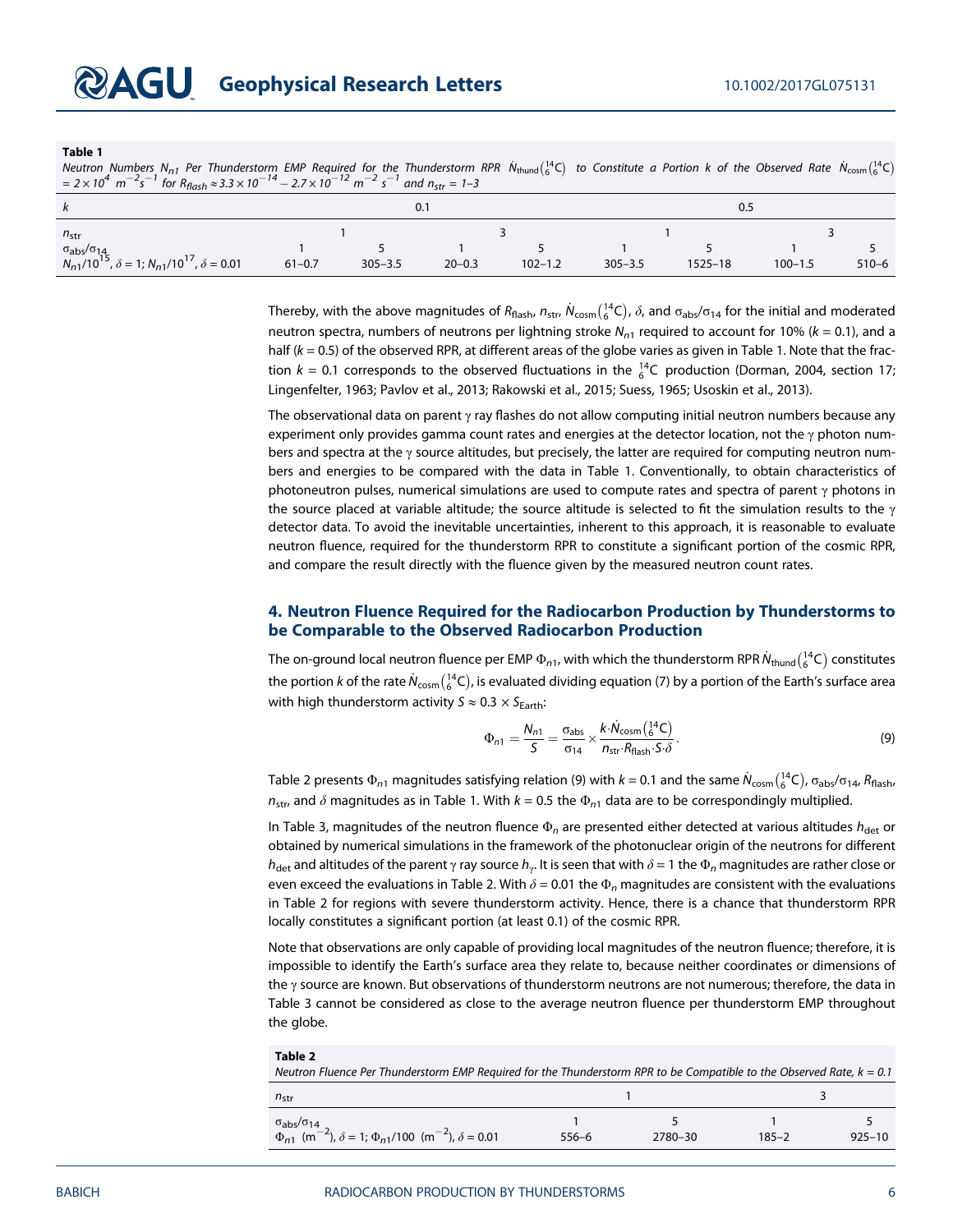**Table 1**

*Neutron Numbers $N_{n1}$ Per Thunderstorm EMP Required for the Thunderstorm RPR $\dot{N}_{thund}\left({}^{14}_{6}C\right)$ to Constitute a Portion k of the Observed Rate $\dot{N}_{cosm}\left({}^{14}_{6}C\right) = 2\times10^{4}$ $m^{-2}s^{-1}$ for $R_{flash} \approx 3.3\times10^{-14} - 2.7\times10^{-12}$ $m^{-2}$ $s^{-1}$ and $n_{str}$ = 1–3*

| $k$ | 0.1 | | | | 0.5 | | | |
|---|---|---|---|---|---|---|---|---|
| $n_{str}$ | 1 | | 3 | | 1 | | 3 | |
| $\sigma_{abs}/\sigma_{14}$ | 1 | 5 | 1 | 5 | 1 | 5 | 1 | 5 |
| $N_{n1}/10^{15}$, $\delta = 1$; $N_{n1}/10^{17}$, $\delta = 0.01$ | 61–0.7 | 305–3.5 | 20–0.3 | 102–1.2 | 305–3.5 | 1525–18 | 100–1.5 | 510–6 |

Thereby, with the above magnitudes of $R_{flash}$, $n_{str}$, $\dot{N}_{cosm}\left({}^{14}_{6}C\right)$, $\delta$, and $\sigma_{abs}/\sigma_{14}$ for the initial and moderated neutron spectra, numbers of neutrons per lightning stroke $N_{n1}$ required to account for 10% ($k$ = 0.1), and a half ($k$ = 0.5) of the observed RPR, at different areas of the globe varies as given in Table 1. Note that the fraction $k$ = 0.1 corresponds to the observed fluctuations in the ${}^{14}_{6}C$ production (Dorman, 2004, section 17; Lingenfelter, 1963; Pavlov et al., 2013; Rakowski et al., 2015; Suess, 1965; Usoskin et al., 2013).

The observational data on parent γ ray flashes do not allow computing initial neutron numbers because any experiment only provides gamma count rates and energies at the detector location, not the γ photon numbers and spectra at the γ source altitudes, but precisely, the latter are required for computing neutron numbers and energies to be compared with the data in Table 1. Conventionally, to obtain characteristics of photoneutron pulses, numerical simulations are used to compute rates and spectra of parent γ photons in the source placed at variable altitude; the source altitude is selected to fit the simulation results to the γ detector data. To avoid the inevitable uncertainties, inherent to this approach, it is reasonable to evaluate neutron fluence, required for the thunderstorm RPR to constitute a significant portion of the cosmic RPR, and compare the result directly with the fluence given by the measured neutron count rates.

## 4. Neutron Fluence Required for the Radiocarbon Production by Thunderstorms to be Comparable to the Observed Radiocarbon Production

The on-ground local neutron fluence per EMP $\Phi_{n1}$, with which the thunderstorm RPR $\dot{N}_{thund}\left({}^{14}_{6}C\right)$ constitutes the portion $k$ of the rate $\dot{N}_{cosm}\left({}^{14}_{6}C\right)$, is evaluated dividing equation (7) by a portion of the Earth's surface area with high thunderstorm activity $S \approx 0.3 \times S_{Earth}$:

$$\Phi_{n1} = \frac{N_{n1}}{S} = \frac{\sigma_{abs}}{\sigma_{14}} \times \frac{k\cdot\dot{N}_{cosm}\left({}^{14}_{6}C\right)}{n_{str}\cdot R_{flash}\cdot S\cdot\delta}. \quad (9)$$

Table 2 presents $\Phi_{n1}$ magnitudes satisfying relation (9) with $k$ = 0.1 and the same $\dot{N}_{cosm}\left({}^{14}_{6}C\right)$, $\sigma_{abs}/\sigma_{14}$, $R_{flash}$, $n_{str}$, and $\delta$ magnitudes as in Table 1. With $k$ = 0.5 the $\Phi_{n1}$ data are to be correspondingly multiplied.

In Table 3, magnitudes of the neutron fluence $\Phi_n$ are presented either detected at various altitudes $h_{det}$ or obtained by numerical simulations in the framework of the photonuclear origin of the neutrons for different $h_{det}$ and altitudes of the parent γ ray source $h_\gamma$. It is seen that with $\delta$ = 1 the $\Phi_n$ magnitudes are rather close or even exceed the evaluations in Table 2. With $\delta$ = 0.01 the $\Phi_n$ magnitudes are consistent with the evaluations in Table 2 for regions with severe thunderstorm activity. Hence, there is a chance that thunderstorm RPR locally constitutes a significant portion (at least 0.1) of the cosmic RPR.

Note that observations are only capable of providing local magnitudes of the neutron fluence; therefore, it is impossible to identify the Earth's surface area they relate to, because neither coordinates or dimensions of the γ source are known. But observations of thunderstorm neutrons are not numerous; therefore, the data in Table 3 cannot be considered as close to the average neutron fluence per thunderstorm EMP throughout the globe.

**Table 2**

*Neutron Fluence Per Thunderstorm EMP Required for the Thunderstorm RPR to be Compatible to the Observed Rate, k = 0.1*

| $n_{str}$ | 1 | | 3 | |
|---|---|---|---|---|
| $\sigma_{abs}/\sigma_{14}$ | 1 | 5 | 1 | 5 |
| $\Phi_{n1}$ ($m^{-2}$), $\delta = 1$; $\Phi_{n1}/100$ ($m^{-2}$), $\delta = 0.01$ | 556–6 | 2780–30 | 185–2 | 925–10 |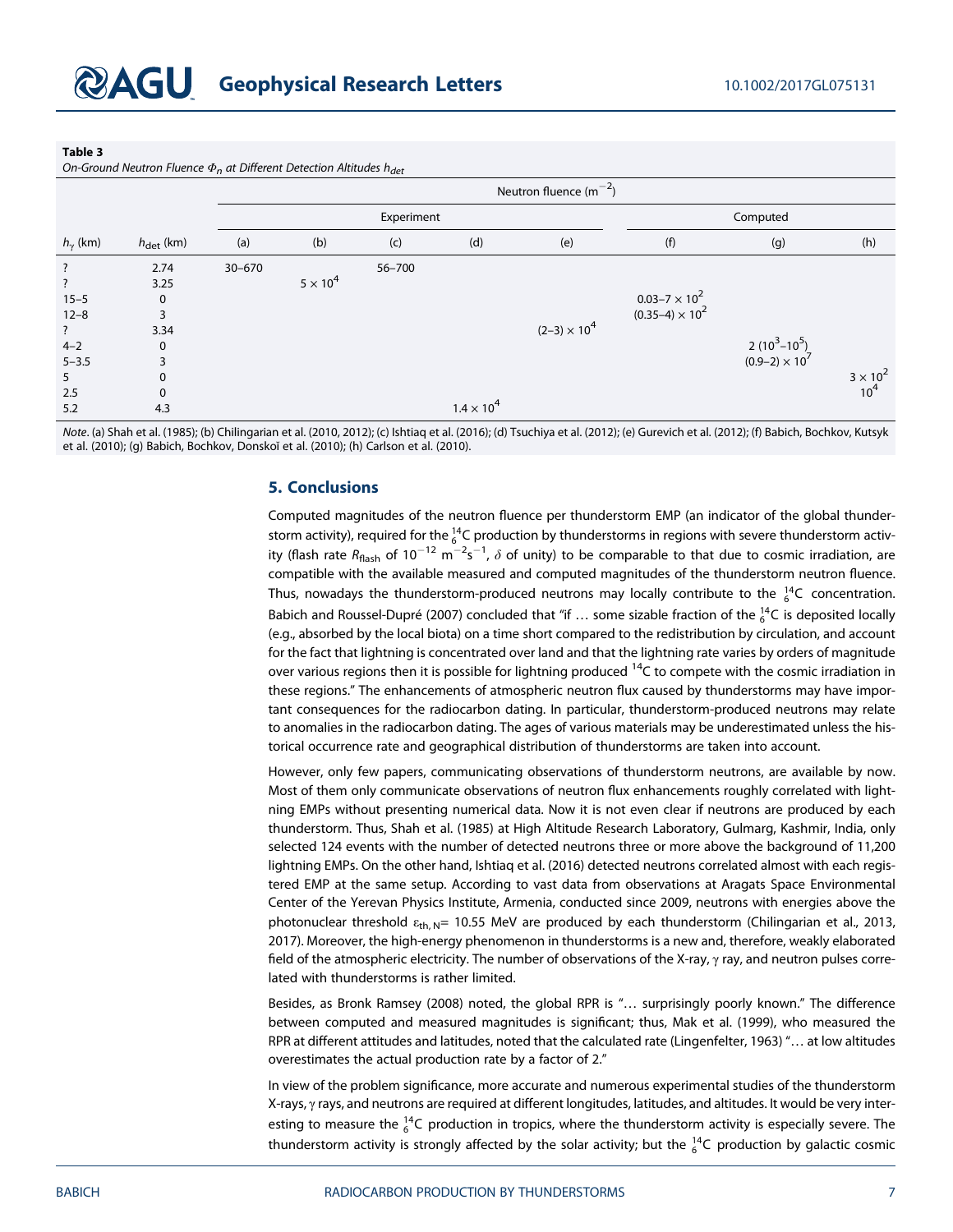**Table 3**
*On-Ground Neutron Fluence $\Phi_n$ at Different Detection Altitudes $h_{det}$*

| | | Neutron fluence ($m^{-2}$) | | | | | | | |
|---|---|---|---|---|---|---|---|---|---|
| | | Experiment | | | | | Computed | | |
| $h_\gamma$ (km) | $h_{\text{det}}$ (km) | (a) | (b) | (c) | (d) | (e) | (f) | (g) | (h) |
| ? | 2.74 | 30–670 | | 56–700 | | | | | |
| ? | 3.25 | | $5 \times 10^4$ | | | | | | |
| 15–5 | 0 | | | | | | $0.03–7 \times 10^2$ | | |
| 12–8 | 3 | | | | | | $(0.35–4) \times 10^2$ | | |
| ? | 3.34 | | | | | $(2–3) \times 10^4$ | | | |
| 4–2 | 0 | | | | | | | $2\,(10^3–10^5)$ | |
| 5–3.5 | 3 | | | | | | | $(0.9–2) \times 10^7$ | |
| 5 | 0 | | | | | | | | $3 \times 10^2$ |
| 2.5 | 0 | | | | | | | | $10^4$ |
| 5.2 | 4.3 | | | | $1.4 \times 10^4$ | | | | |

*Note*. (a) Shah et al. (1985); (b) Chilingarian et al. (2010, 2012); (c) Ishtiaq et al. (2016); (d) Tsuchiya et al. (2012); (e) Gurevich et al. (2012); (f) Babich, Bochkov, Kutsyk et al. (2010); (g) Babich, Bochkov, Donskoĭ et al. (2010); (h) Carlson et al. (2010).

## 5. Conclusions

Computed magnitudes of the neutron fluence per thunderstorm EMP (an indicator of the global thunderstorm activity), required for the $^{14}_{6}C$ production by thunderstorms in regions with severe thunderstorm activity (flash rate $R_{\text{flash}}$ of $10^{-12}$ $m^{-2}s^{-1}$, $\delta$ of unity) to be comparable to that due to cosmic irradiation, are compatible with the available measured and computed magnitudes of the thunderstorm neutron fluence. Thus, nowadays the thunderstorm-produced neutrons may locally contribute to the $^{14}_{6}C$ concentration. Babich and Roussel-Dupré (2007) concluded that "if … some sizable fraction of the $^{14}_{6}C$ is deposited locally (e.g., absorbed by the local biota) on a time short compared to the redistribution by circulation, and account for the fact that lightning is concentrated over land and that the lightning rate varies by orders of magnitude over various regions then it is possible for lightning produced $^{14}C$ to compete with the cosmic irradiation in these regions." The enhancements of atmospheric neutron flux caused by thunderstorms may have important consequences for the radiocarbon dating. In particular, thunderstorm-produced neutrons may relate to anomalies in the radiocarbon dating. The ages of various materials may be underestimated unless the historical occurrence rate and geographical distribution of thunderstorms are taken into account.

However, only few papers, communicating observations of thunderstorm neutrons, are available by now. Most of them only communicate observations of neutron flux enhancements roughly correlated with lightning EMPs without presenting numerical data. Now it is not even clear if neutrons are produced by each thunderstorm. Thus, Shah et al. (1985) at High Altitude Research Laboratory, Gulmarg, Kashmir, India, only selected 124 events with the number of detected neutrons three or more above the background of 11,200 lightning EMPs. On the other hand, Ishtiaq et al. (2016) detected neutrons correlated almost with each registered EMP at the same setup. According to vast data from observations at Aragats Space Environmental Center of the Yerevan Physics Institute, Armenia, conducted since 2009, neutrons with energies above the photonuclear threshold $\varepsilon_{\text{th, N}}$= 10.55 MeV are produced by each thunderstorm (Chilingarian et al., 2013, 2017). Moreover, the high-energy phenomenon in thunderstorms is a new and, therefore, weakly elaborated field of the atmospheric electricity. The number of observations of the X-ray, γ ray, and neutron pulses correlated with thunderstorms is rather limited.

Besides, as Bronk Ramsey (2008) noted, the global RPR is "… surprisingly poorly known." The difference between computed and measured magnitudes is significant; thus, Mak et al. (1999), who measured the RPR at different attitudes and latitudes, noted that the calculated rate (Lingenfelter, 1963) "… at low altitudes overestimates the actual production rate by a factor of 2."

In view of the problem significance, more accurate and numerous experimental studies of the thunderstorm X-rays, γ rays, and neutrons are required at different longitudes, latitudes, and altitudes. It would be very interesting to measure the $^{14}_{6}C$ production in tropics, where the thunderstorm activity is especially severe. The thunderstorm activity is strongly affected by the solar activity; but the $^{14}_{6}C$ production by galactic cosmic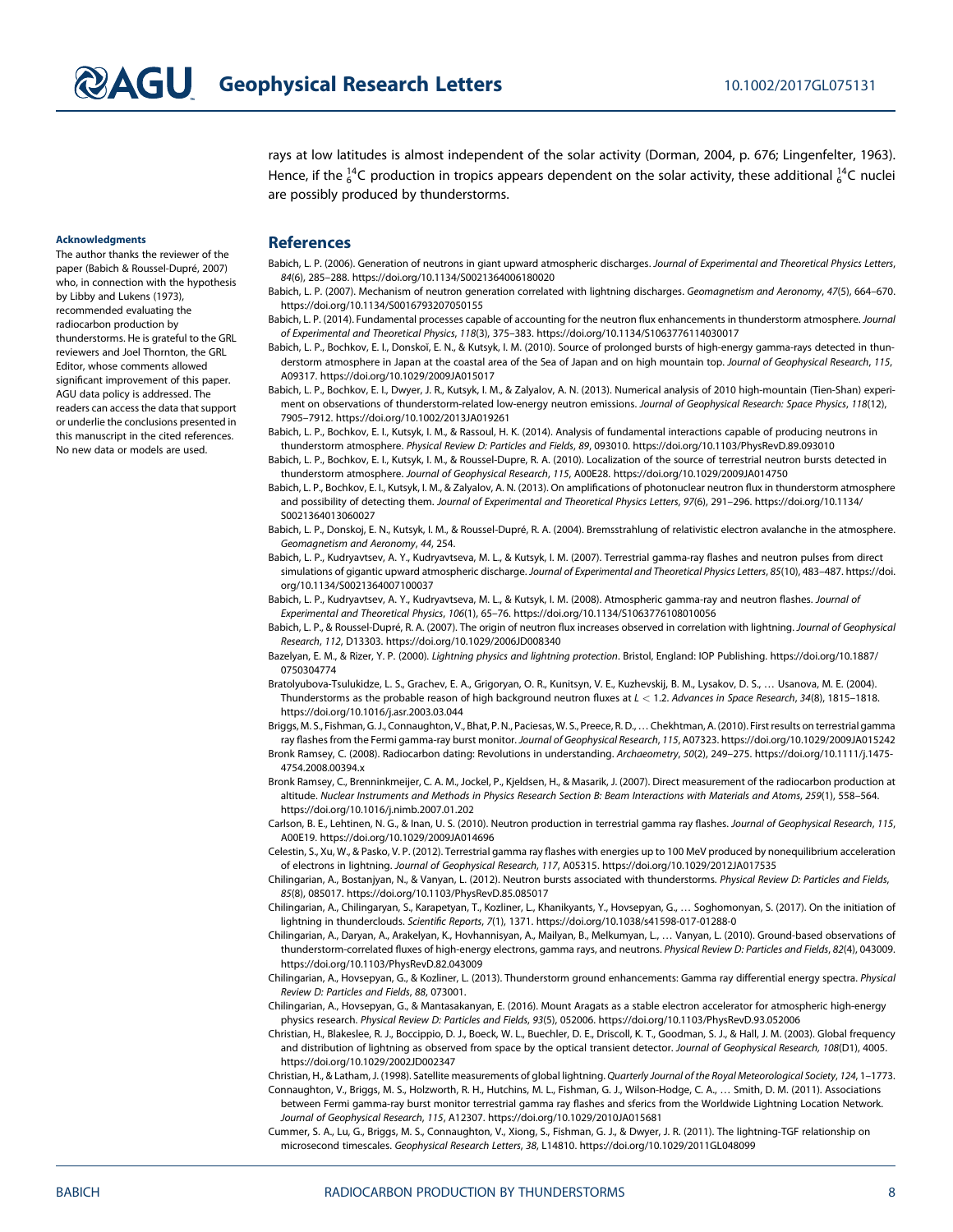rays at low latitudes is almost independent of the solar activity (Dorman, 2004, p. 676; Lingenfelter, 1963). Hence, if the ${}^{14}_{6}C$ production in tropics appears dependent on the solar activity, these additional ${}^{14}_{6}C$ nuclei are possibly produced by thunderstorms.

## Acknowledgments

The author thanks the reviewer of the paper (Babich & Roussel-Dupré, 2007) who, in connection with the hypothesis by Libby and Lukens (1973), recommended evaluating the radiocarbon production by thunderstorms. He is grateful to the GRL reviewers and Joel Thornton, the GRL Editor, whose comments allowed significant improvement of this paper. AGU data policy is addressed. The readers can access the data that support or underlie the conclusions presented in this manuscript in the cited references. No new data or models are used.

## References

Babich, L. P. (2006). Generation of neutrons in giant upward atmospheric discharges. *Journal of Experimental and Theoretical Physics Letters*, *84*(6), 285–288. https://doi.org/10.1134/S0021364006180020

Babich, L. P. (2007). Mechanism of neutron generation correlated with lightning discharges. *Geomagnetism and Aeronomy*, *47*(5), 664–670. https://doi.org/10.1134/S0016793207050155

Babich, L. P. (2014). Fundamental processes capable of accounting for the neutron flux enhancements in thunderstorm atmosphere. *Journal of Experimental and Theoretical Physics*, *118*(3), 375–383. https://doi.org/10.1134/S1063776114030017

Babich, L. P., Bochkov, E. I., Donskoï, E. N., & Kutsyk, I. M. (2010). Source of prolonged bursts of high-energy gamma-rays detected in thunderstorm atmosphere in Japan at the coastal area of the Sea of Japan and on high mountain top. *Journal of Geophysical Research*, *115*, A09317. https://doi.org/10.1029/2009JA015017

Babich, L. P., Bochkov, E. I., Dwyer, J. R., Kutsyk, I. M., & Zalyalov, A. N. (2013). Numerical analysis of 2010 high-mountain (Tien-Shan) experiment on observations of thunderstorm-related low-energy neutron emissions. *Journal of Geophysical Research: Space Physics*, *118*(12), 7905–7912. https://doi.org/10.1002/2013JA019261

Babich, L. P., Bochkov, E. I., Kutsyk, I. M., & Rassoul, H. K. (2014). Analysis of fundamental interactions capable of producing neutrons in thunderstorm atmosphere. *Physical Review D: Particles and Fields*, *89*, 093010. https://doi.org/10.1103/PhysRevD.89.093010

Babich, L. P., Bochkov, E. I., Kutsyk, I. M., & Roussel-Dupre, R. A. (2010). Localization of the source of terrestrial neutron bursts detected in thunderstorm atmosphere. *Journal of Geophysical Research*, *115*, A00E28. https://doi.org/10.1029/2009JA014750

Babich, L. P., Bochkov, E. I., Kutsyk, I. M., & Zalyalov, A. N. (2013). On amplifications of photonuclear neutron flux in thunderstorm atmosphere and possibility of detecting them. *Journal of Experimental and Theoretical Physics Letters*, *97*(6), 291–296. https://doi.org/10.1134/S0021364013060027

Babich, L. P., Donskoj, E. N., Kutsyk, I. M., & Roussel-Dupré, R. A. (2004). Bremsstrahlung of relativistic electron avalanche in the atmosphere. *Geomagnetism and Aeronomy*, *44*, 254.

Babich, L. P., Kudryavtsev, A. Y., Kudryavtseva, M. L., & Kutsyk, I. M. (2007). Terrestrial gamma-ray flashes and neutron pulses from direct simulations of gigantic upward atmospheric discharge. *Journal of Experimental and Theoretical Physics Letters*, *85*(10), 483–487. https://doi.org/10.1134/S0021364007100037

Babich, L. P., Kudryavtsev, A. Y., Kudryavtseva, M. L., & Kutsyk, I. M. (2008). Atmospheric gamma-ray and neutron flashes. *Journal of Experimental and Theoretical Physics*, *106*(1), 65–76. https://doi.org/10.1134/S1063776108010056

Babich, L. P., & Roussel-Dupré, R. A. (2007). The origin of neutron flux increases observed in correlation with lightning. *Journal of Geophysical Research*, *112*, D13303. https://doi.org/10.1029/2006JD008340

Bazelyan, E. M., & Rizer, Y. P. (2000). *Lightning physics and lightning protection*. Bristol, England: IOP Publishing. https://doi.org/10.1887/0750304774

Bratolyubova-Tsulukidze, L. S., Grachev, E. A., Grigoryan, O. R., Kunitsyn, V. E., Kuzhevskij, B. M., Lysakov, D. S., … Usanova, M. E. (2004). Thunderstorms as the probable reason of high background neutron fluxes at $L < 1.2$. *Advances in Space Research*, *34*(8), 1815–1818. https://doi.org/10.1016/j.asr.2003.03.044

Briggs, M. S., Fishman, G. J., Connaughton, V., Bhat, P. N., Paciesas, W. S., Preece, R. D., … Chekhtman, A. (2010). First results on terrestrial gamma ray flashes from the Fermi gamma-ray burst monitor. *Journal of Geophysical Research*, *115*, A07323. https://doi.org/10.1029/2009JA015242

Bronk Ramsey, C. (2008). Radiocarbon dating: Revolutions in understanding. *Archaeometry*, *50*(2), 249–275. https://doi.org/10.1111/j.1475-4754.2008.00394.x

Bronk Ramsey, C., Brenninkmeijer, C. A. M., Jockel, P., Kjeldsen, H., & Masarik, J. (2007). Direct measurement of the radiocarbon production at altitude. *Nuclear Instruments and Methods in Physics Research Section B: Beam Interactions with Materials and Atoms*, *259*(1), 558–564. https://doi.org/10.1016/j.nimb.2007.01.202

Carlson, B. E., Lehtinen, N. G., & Inan, U. S. (2010). Neutron production in terrestrial gamma ray flashes. *Journal of Geophysical Research*, *115*, A00E19. https://doi.org/10.1029/2009JA014696

Celestin, S., Xu, W., & Pasko, V. P. (2012). Terrestrial gamma ray flashes with energies up to 100 MeV produced by nonequilibrium acceleration of electrons in lightning. *Journal of Geophysical Research*, *117*, A05315. https://doi.org/10.1029/2012JA017535

Chilingarian, A., Bostanjyan, N., & Vanyan, L. (2012). Neutron bursts associated with thunderstorms. *Physical Review D: Particles and Fields*, *85*(8), 085017. https://doi.org/10.1103/PhysRevD.85.085017

Chilingarian, A., Chilingaryan, S., Karapetyan, T., Kozliner, L., Khanikyants, Y., Hovsepyan, G., … Soghomonyan, S. (2017). On the initiation of lightning in thunderclouds. *Scientific Reports*, *7*(1), 1371. https://doi.org/10.1038/s41598-017-01288-0

Chilingarian, A., Daryan, A., Arakelyan, K., Hovhannisyan, A., Mailyan, B., Melkumyan, L., … Vanyan, L. (2010). Ground-based observations of thunderstorm-correlated fluxes of high-energy electrons, gamma rays, and neutrons. *Physical Review D: Particles and Fields*, *82*(4), 043009. https://doi.org/10.1103/PhysRevD.82.043009

Chilingarian, A., Hovsepyan, G., & Kozliner, L. (2013). Thunderstorm ground enhancements: Gamma ray differential energy spectra. *Physical Review D: Particles and Fields*, *88*, 073001.

Chilingarian, A., Hovsepyan, G., & Mantasakanyan, E. (2016). Mount Aragats as a stable electron accelerator for atmospheric high-energy physics research. *Physical Review D: Particles and Fields*, *93*(5), 052006. https://doi.org/10.1103/PhysRevD.93.052006

Christian, H., Blakeslee, R. J., Boccippio, D. J., Boeck, W. L., Buechler, D. E., Driscoll, K. T., Goodman, S. J., & Hall, J. M. (2003). Global frequency and distribution of lightning as observed from space by the optical transient detector. *Journal of Geophysical Research, 108*(D1), 4005. https://doi.org/10.1029/2002JD002347

Christian, H., & Latham, J. (1998). Satellite measurements of global lightning. *Quarterly Journal of the Royal Meteorological Society*, *124*, 1–1773.

Connaughton, V., Briggs, M. S., Holzworth, R. H., Hutchins, M. L., Fishman, G. J., Wilson-Hodge, C. A., … Smith, D. M. (2011). Associations between Fermi gamma-ray burst monitor terrestrial gamma ray flashes and sferics from the Worldwide Lightning Location Network. *Journal of Geophysical Research*, *115*, A12307. https://doi.org/10.1029/2010JA015681

Cummer, S. A., Lu, G., Briggs, M. S., Connaughton, V., Xiong, S., Fishman, G. J., & Dwyer, J. R. (2011). The lightning-TGF relationship on microsecond timescales. *Geophysical Research Letters*, *38*, L14810. https://doi.org/10.1029/2011GL048099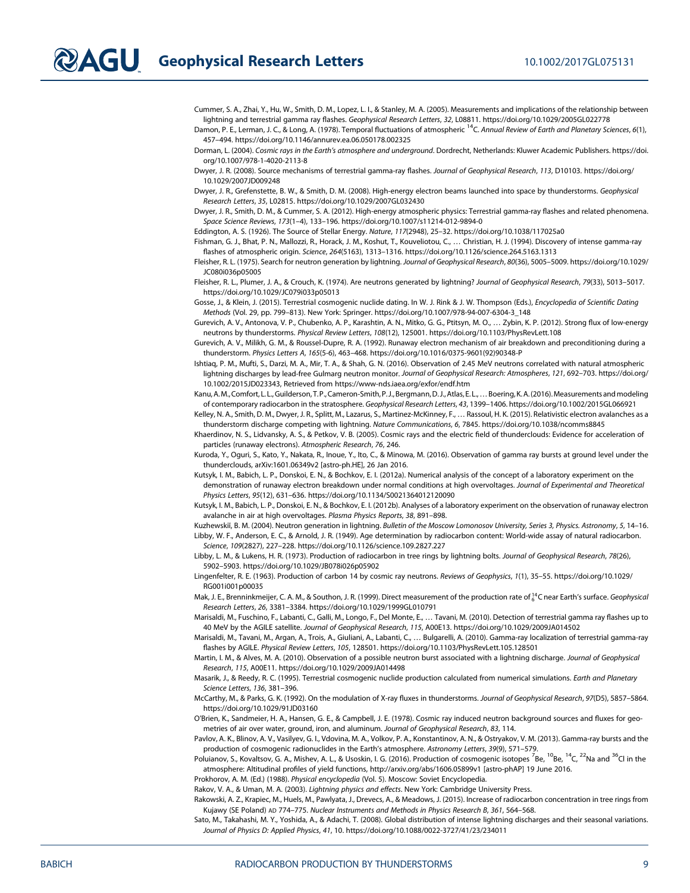Cummer, S. A., Zhai, Y., Hu, W., Smith, D. M., Lopez, L. I., & Stanley, M. A. (2005). Measurements and implications of the relationship between lightning and terrestrial gamma ray flashes. *Geophysical Research Letters*, *32*, L08811. https://doi.org/10.1029/2005GL022778

Damon, P. E., Lerman, J. C., & Long, A. (1978). Temporal fluctuations of atmospheric $^{14}$C. *Annual Review of Earth and Planetary Sciences*, *6*(1), 457–494. https://doi.org/10.1146/annurev.ea.06.050178.002325

Dorman, L. (2004). *Cosmic rays in the Earth's atmosphere and underground*. Dordrecht, Netherlands: Kluwer Academic Publishers. https://doi.org/10.1007/978-1-4020-2113-8

Dwyer, J. R. (2008). Source mechanisms of terrestrial gamma-ray flashes. *Journal of Geophysical Research*, *113*, D10103. https://doi.org/10.1029/2007JD009248

Dwyer, J. R., Grefenstette, B. W., & Smith, D. M. (2008). High-energy electron beams launched into space by thunderstorms. *Geophysical Research Letters*, *35*, L02815. https://doi.org/10.1029/2007GL032430

Dwyer, J. R., Smith, D. M., & Cummer, S. A. (2012). High-energy atmospheric physics: Terrestrial gamma-ray flashes and related phenomena. *Space Science Reviews*, *173*(1–4), 133–196. https://doi.org/10.1007/s11214-012-9894-0

Eddington, A. S. (1926). The Source of Stellar Energy. *Nature*, *117*(2948), 25–32. https://doi.org/10.1038/117025a0

Fishman, G. J., Bhat, P. N., Mallozzi, R., Horack, J. M., Koshut, T., Kouveliotou, C., … Christian, H. J. (1994). Discovery of intense gamma-ray flashes of atmospheric origin. *Science*, *264*(5163), 1313–1316. https://doi.org/10.1126/science.264.5163.1313

Fleisher, R. L. (1975). Search for neutron generation by lightning. *Journal of Geophysical Research*, *80*(36), 5005–5009. https://doi.org/10.1029/JC080i036p05005

Fleisher, R. L., Plumer, J. A., & Crouch, K. (1974). Are neutrons generated by lightning? *Journal of Geophysical Research*, *79*(33), 5013–5017. https://doi.org/10.1029/JC079i033p05013

Gosse, J., & Klein, J. (2015). Terrestrial cosmogenic nuclide dating. In W. J. Rink & J. W. Thompson (Eds.), *Encyclopedia of Scientific Dating Methods* (Vol. 29, pp. 799–813). New York: Springer. https://doi.org/10.1007/978-94-007-6304-3_148

Gurevich, A. V., Antonova, V. P., Chubenko, A. P., Karashtin, A. N., Mitko, G. G., Ptitsyn, M. O., … Zybin, K. P. (2012). Strong flux of low-energy neutrons by thunderstorms. *Physical Review Letters*, *108*(12), 125001. https://doi.org/10.1103/PhysRevLett.108

Gurevich, A. V., Milikh, G. M., & Roussel-Dupre, R. A. (1992). Runaway electron mechanism of air breakdown and preconditioning during a thunderstorm. *Physics Letters A*, *165*(5-6), 463–468. https://doi.org/10.1016/0375-9601(92)90348-P

Ishtiaq, P. M., Mufti, S., Darzi, M. A., Mir, T. A., & Shah, G. N. (2016). Observation of 2.45 MeV neutrons correlated with natural atmospheric lightning discharges by lead-free Gulmarg neutron monitor. *Journal of Geophysical Research: Atmospheres*, *121*, 692–703. https://doi.org/10.1002/2015JD023343, Retrieved from https://www-nds.iaea.org/exfor/endf.htm

Kanu, A. M., Comfort, L. L., Guilderson, T. P., Cameron-Smith, P. J., Bergmann, D. J., Atlas, E. L., … Boering, K. A. (2016). Measurements and modeling of contemporary radiocarbon in the stratosphere. *Geophysical Research Letters*, *43*, 1399–1406. https://doi.org/10.1002/2015GL066921

Kelley, N. A., Smith, D. M., Dwyer, J. R., Splitt, M., Lazarus, S., Martinez-McKinney, F., … Rassoul, H. K. (2015). Relativistic electron avalanches as a thunderstorm discharge competing with lightning. *Nature Communications*, *6*, 7845. https://doi.org/10.1038/ncomms8845

Khaerdinov, N. S., Lidvansky, A. S., & Petkov, V. B. (2005). Cosmic rays and the electric field of thunderclouds: Evidence for acceleration of particles (runaway electrons). *Atmospheric Research*, *76*, 246.

Kuroda, Y., Oguri, S., Kato, Y., Nakata, R., Inoue, Y., Ito, C., & Minowa, M. (2016). Observation of gamma ray bursts at ground level under the thunderclouds, arXiv:1601.06349v2 [astro-ph.HE], 26 Jan 2016.

Kutsyk, I. M., Babich, L. P., Donskoi, E. N., & Bochkov, E. I. (2012a). Numerical analysis of the concept of a laboratory experiment on the demonstration of runaway electron breakdown under normal conditions at high overvoltages. *Journal of Experimental and Theoretical Physics Letters*, *95*(12), 631–636. https://doi.org/10.1134/S0021364012120090

Kutsyk, I. M., Babich, L. P., Donskoi, E. N., & Bochkov, E. I. (2012b). Analyses of a laboratory experiment on the observation of runaway electron avalanche in air at high overvoltages. *Plasma Physics Reports*, *38*, 891–898.

Kuzhewskiĭ, B. M. (2004). Neutron generation in lightning. *Bulletin of the Moscow Lomonosov University, Series 3, Physics. Astronomy*, *5*, 14–16.

Libby, W. F., Anderson, E. C., & Arnold, J. R. (1949). Age determination by radiocarbon content: World-wide assay of natural radiocarbon. *Science*, *109*(2827), 227–228. https://doi.org/10.1126/science.109.2827.227

Libby, L. M., & Lukens, H. R. (1973). Production of radiocarbon in tree rings by lightning bolts. *Journal of Geophysical Research*, *78*(26), 5902–5903. https://doi.org/10.1029/JB078i026p05902

Lingenfelter, R. E. (1963). Production of carbon 14 by cosmic ray neutrons. *Reviews of Geophysics*, *1*(1), 35–55. https://doi.org/10.1029/RG001i001p00035

Mak, J. E., Brenninkmeijer, C. A. M., & Southon, J. R. (1999). Direct measurement of the production rate of $^{14}_{6}$C near Earth's surface. *Geophysical Research Letters*, *26*, 3381–3384. https://doi.org/10.1029/1999GL010791

Marisaldi, M., Fuschino, F., Labanti, C., Galli, M., Longo, F., Del Monte, E., … Tavani, M. (2010). Detection of terrestrial gamma ray flashes up to 40 MeV by the AGILE satellite. *Journal of Geophysical Research*, *115*, A00E13. https://doi.org/10.1029/2009JA014502

Marisaldi, M., Tavani, M., Argan, A., Trois, A., Giuliani, A., Labanti, C., … Bulgarelli, A. (2010). Gamma-ray localization of terrestrial gamma-ray flashes by AGILE. *Physical Review Letters*, *105*, 128501. https://doi.org/10.1103/PhysRevLett.105.128501

Martin, I. M., & Alves, M. A. (2010). Observation of a possible neutron burst associated with a lightning discharge. *Journal of Geophysical Research*, *115*, A00E11. https://doi.org/10.1029/2009JA014498

Masarik, J., & Reedy, R. C. (1995). Terrestrial cosmogenic nuclide production calculated from numerical simulations. *Earth and Planetary Science Letters*, *136*, 381–396.

McCarthy, M., & Parks, G. K. (1992). On the modulation of X-ray fluxes in thunderstorms. *Journal of Geophysical Research*, *97*(D5), 5857–5864. https://doi.org/10.1029/91JD03160

O'Brien, K., Sandmeier, H. A., Hansen, G. E., & Campbell, J. E. (1978). Cosmic ray induced neutron background sources and fluxes for geometries of air over water, ground, iron, and aluminum. *Journal of Geophysical Research*, *83*, 114.

Pavlov, A. K., Blinov, A. V., Vasilyev, G. I., Vdovina, M. A., Volkov, P. A., Konstantinov, A. N., & Ostryakov, V. M. (2013). Gamma-ray bursts and the production of cosmogenic radionuclides in the Earth's atmosphere. *Astronomy Letters*, *39*(9), 571–579.

Poluianov, S., Kovaltsov, G. A., Mishev, A. L., & Usoskin, I. G. (2016). Production of cosmogenic isotopes $^{7}$Be, $^{10}$Be, $^{14}$C, $^{22}$Na and $^{36}$Cl in the atmosphere: Altitudinal profiles of yield functions, http://arxiv.org/abs/1606.05899v1 [astro-phAP] 19 June 2016.

Prokhorov, A. M. (Ed.) (1988). *Physical encyclopedia* (Vol. 5). Moscow: Soviet Encyclopedia.

Rakov, V. A., & Uman, M. A. (2003). *Lightning physics and effects*. New York: Cambridge University Press.

Rakowski, A. Z., Krapiec, M., Huels, M., Pawlyata, J., Drevecs, A., & Meadows, J. (2015). Increase of radiocarbon concentration in tree rings from Kujawy (SE Poland) AD 774–775. *Nuclear Instruments and Methods in Physics Research B*, *361*, 564–568.

Sato, M., Takahashi, M. Y., Yoshida, A., & Adachi, T. (2008). Global distribution of intense lightning discharges and their seasonal variations. *Journal of Physics D: Applied Physics*, *41*, 10. https://doi.org/10.1088/0022-3727/41/23/234011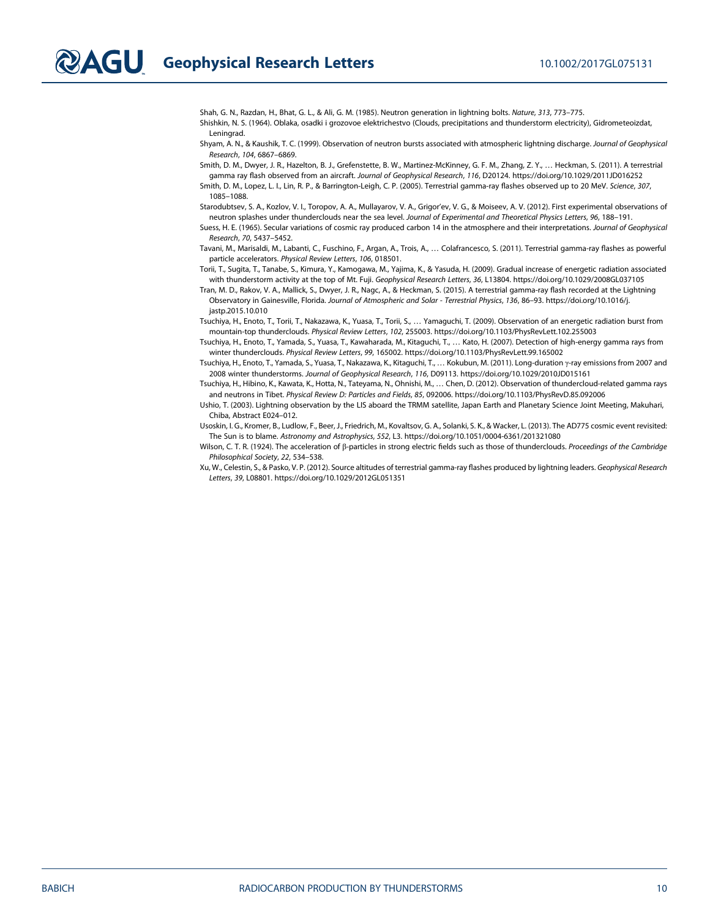Shah, G. N., Razdan, H., Bhat, G. L., & Ali, G. M. (1985). Neutron generation in lightning bolts. *Nature*, *313*, 773–775.

Shishkin, N. S. (1964). Oblaka, osadki i grozovoe elektrichestvo (Clouds, precipitations and thunderstorm electricity), Gidrometeoizdat, Leningrad.

Shyam, A. N., & Kaushik, T. C. (1999). Observation of neutron bursts associated with atmospheric lightning discharge. *Journal of Geophysical Research*, *104*, 6867–6869.

Smith, D. M., Dwyer, J. R., Hazelton, B. J., Grefenstette, B. W., Martinez-McKinney, G. F. M., Zhang, Z. Y., … Heckman, S. (2011). A terrestrial gamma ray flash observed from an aircraft. *Journal of Geophysical Research*, *116*, D20124. https://doi.org/10.1029/2011JD016252

Smith, D. M., Lopez, L. I., Lin, R. P., & Barrington-Leigh, C. P. (2005). Terrestrial gamma-ray flashes observed up to 20 MeV. *Science*, *307*, 1085–1088.

Starodubtsev, S. A., Kozlov, V. I., Toropov, A. A., Mullayarov, V. A., Grigor'ev, V. G., & Moiseev, A. V. (2012). First experimental observations of neutron splashes under thunderclouds near the sea level. *Journal of Experimental and Theoretical Physics Letters*, *96*, 188–191.

Suess, H. E. (1965). Secular variations of cosmic ray produced carbon 14 in the atmosphere and their interpretations. *Journal of Geophysical Research*, *70*, 5437–5452.

Tavani, M., Marisaldi, M., Labanti, C., Fuschino, F., Argan, A., Trois, A., … Colafrancesco, S. (2011). Terrestrial gamma-ray flashes as powerful particle accelerators. *Physical Review Letters*, *106*, 018501.

Torii, T., Sugita, T., Tanabe, S., Kimura, Y., Kamogawa, M., Yajima, K., & Yasuda, H. (2009). Gradual increase of energetic radiation associated with thunderstorm activity at the top of Mt. Fuji. *Geophysical Research Letters*, *36*, L13804. https://doi.org/10.1029/2008GL037105

Tran, M. D., Rakov, V. A., Mallick, S., Dwyer, J. R., Nagc, A., & Heckman, S. (2015). A terrestrial gamma-ray flash recorded at the Lightning Observatory in Gainesville, Florida. *Journal of Atmospheric and Solar - Terrestrial Physics*, *136*, 86–93. https://doi.org/10.1016/j.jastp.2015.10.010

Tsuchiya, H., Enoto, T., Torii, T., Nakazawa, K., Yuasa, T., Torii, S., … Yamaguchi, T. (2009). Observation of an energetic radiation burst from mountain-top thunderclouds. *Physical Review Letters*, *102*, 255003. https://doi.org/10.1103/PhysRevLett.102.255003

Tsuchiya, H., Enoto, T., Yamada, S., Yuasa, T., Kawaharada, M., Kitaguchi, T., … Kato, H. (2007). Detection of high-energy gamma rays from winter thunderclouds. *Physical Review Letters*, *99*, 165002. https://doi.org/10.1103/PhysRevLett.99.165002

Tsuchiya, H., Enoto, T., Yamada, S., Yuasa, T., Nakazawa, K., Kitaguchi, T., … Kokubun, M. (2011). Long-duration γ-ray emissions from 2007 and 2008 winter thunderstorms. *Journal of Geophysical Research*, *116*, D09113. https://doi.org/10.1029/2010JD015161

Tsuchiya, H., Hibino, K., Kawata, K., Hotta, N., Tateyama, N., Ohnishi, M., … Chen, D. (2012). Observation of thundercloud-related gamma rays and neutrons in Tibet. *Physical Review D: Particles and Fields*, *85*, 092006. https://doi.org/10.1103/PhysRevD.85.092006

Ushio, T. (2003). Lightning observation by the LIS aboard the TRMM satellite, Japan Earth and Planetary Science Joint Meeting, Makuhari, Chiba, Abstract E024–012.

Usoskin, I. G., Kromer, B., Ludlow, F., Beer, J., Friedrich, M., Kovaltsov, G. A., Solanki, S. K., & Wacker, L. (2013). The AD775 cosmic event revisited: The Sun is to blame. *Astronomy and Astrophysics*, *552*, L3. https://doi.org/10.1051/0004-6361/201321080

Wilson, C. T. R. (1924). The acceleration of β-particles in strong electric fields such as those of thunderclouds. *Proceedings of the Cambridge Philosophical Society*, *22*, 534–538.

Xu, W., Celestin, S., & Pasko, V. P. (2012). Source altitudes of terrestrial gamma-ray flashes produced by lightning leaders. *Geophysical Research Letters*, *39*, L08801. https://doi.org/10.1029/2012GL051351